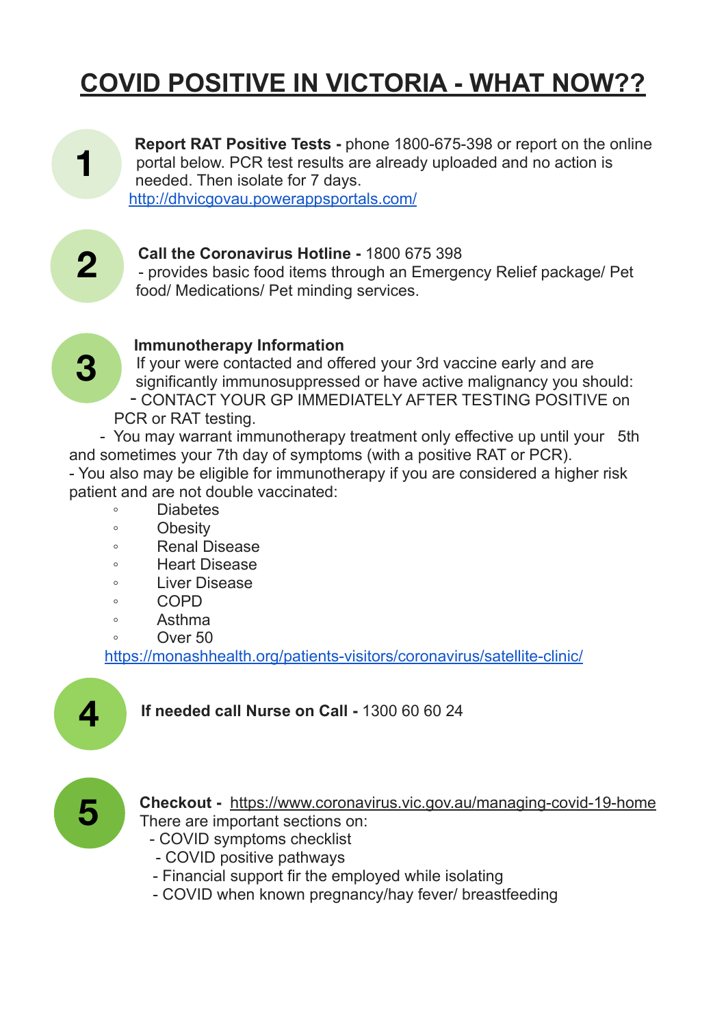# COVID POSITIVE IN VICTORIA - WHAT NOW??

**1**

**Report RAT Positive Tests -** phone 1800-675-398 or report on the online portal below. PCR test results are already uploaded and no action is needed. Then isolate for 7 days.
http://dhvicgovau.powerappsportals.com/

**2**

**Call the Coronavirus Hotline -** 1800 675 398
- provides basic food items through an Emergency Relief package/ Pet food/ Medications/ Pet minding services.

**3**

**Immunotherapy Information**
If your were contacted and offered your 3rd vaccine early and are significantly immunosuppressed or have active malignancy you should:
- CONTACT YOUR GP IMMEDIATELY AFTER TESTING POSITIVE on PCR or RAT testing.
- You may warrant immunotherapy treatment only effective up until your 5th and sometimes your 7th day of symptoms (with a positive RAT or PCR).
- You also may be eligible for immunotherapy if you are considered a higher risk patient and are not double vaccinated:
    - Diabetes
    - Obesity
    - Renal Disease
    - Heart Disease
    - Liver Disease
    - COPD
    - Asthma
    - Over 50

https://monashhealth.org/patients-visitors/coronavirus/satellite-clinic/

**4**

**If needed call Nurse on Call -** 1300 60 60 24

**5**

**Checkout -** https://www.coronavirus.vic.gov.au/managing-covid-19-home
There are important sections on:
- COVID symptoms checklist
- COVID positive pathways
- Financial support fir the employed while isolating
- COVID when known pregnancy/hay fever/ breastfeeding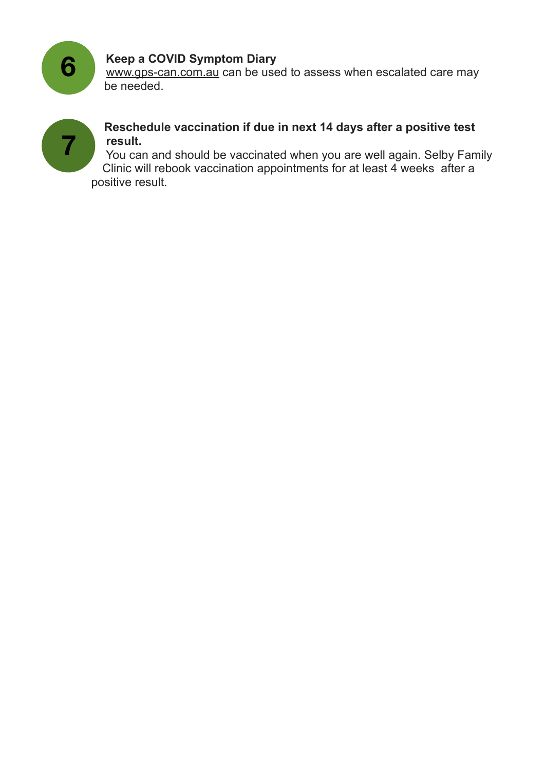6

**Keep a COVID Symptom Diary**

www.gps-can.com.au can be used to assess when escalated care may be needed.

7

**Reschedule vaccination if due in next 14 days after a positive test result.**

You can and should be vaccinated when you are well again. Selby Family Clinic will rebook vaccination appointments for at least 4 weeks after a positive result.